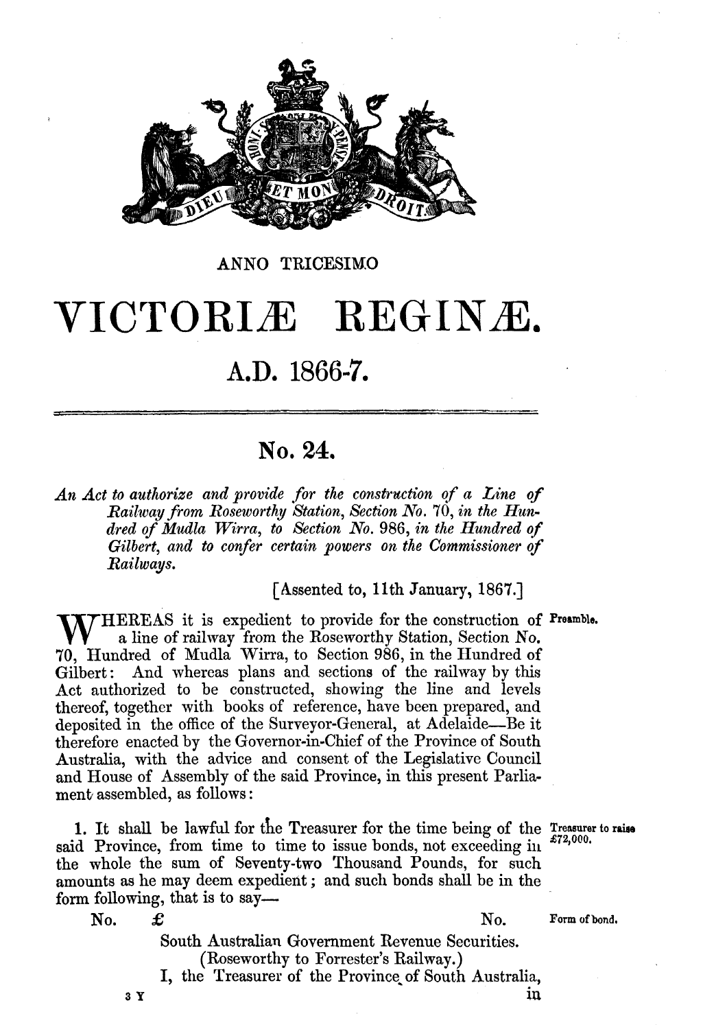ANNO TRICESIMO

# VICTORIÆ REGINÆ.

## A.D. 1866-7.

## No. 24.

*An Act to authorize and provide for the construction of a Line of Railway from Roseworthy Station, Section No. 70, in the Hundred of Mudla Wirra, to Section No. 986, in the Hundred of Gilbert, and to confer certain powers on the Commissioner of Railways.*

[Assented to, 11th January, 1867.]

Preamble.

WHEREAS it is expedient to provide for the construction of a line of railway from the Roseworthy Station, Section No. 70, Hundred of Mudla Wirra, to Section 986, in the Hundred of Gilbert: And whereas plans and sections of the railway by this Act authorized to be constructed, showing the line and levels thereof, together with books of reference, have been prepared, and deposited in the office of the Surveyor-General, at Adelaide—Be it therefore enacted by the Governor-in-Chief of the Province of South Australia, with the advice and consent of the Legislative Council and House of Assembly of the said Province, in this present Parliament assembled, as follows:

Treasurer to raise £72,000.

1. It shall be lawful for the Treasurer for the time being of the said Province, from time to time to issue bonds, not exceeding in the whole the sum of Seventy-two Thousand Pounds, for such amounts as he may deem expedient; and such bonds shall be in the form following, that is to say—

Form of bond.

No. £ No.

South Australian Government Revenue Securities.

(Roseworthy to Forrester's Railway.)

I, the Treasurer of the Province of South Australia, in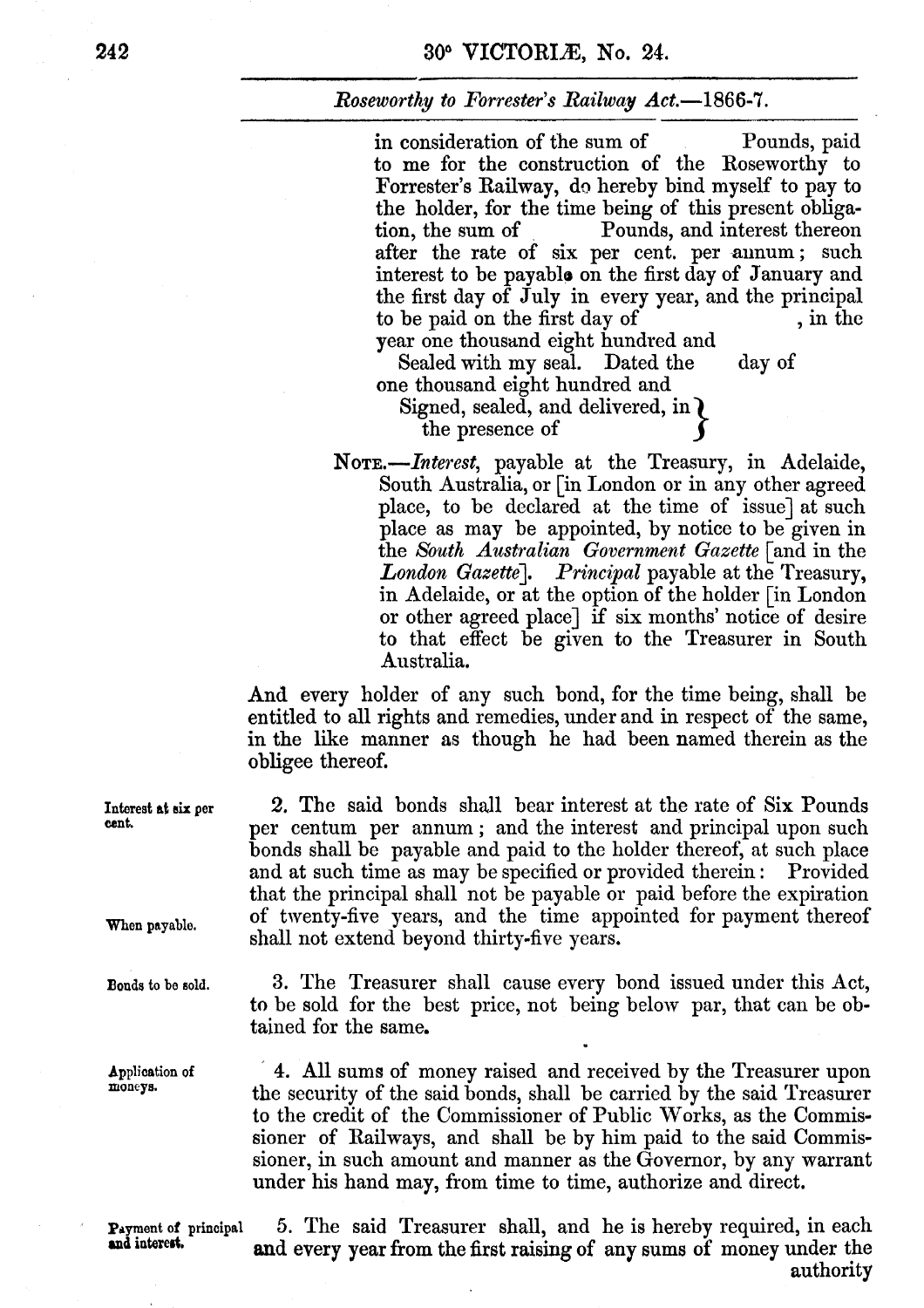in consideration of the sum of          Pounds, paid to me for the construction of the Roseworthy to Forrester's Railway, do hereby bind myself to pay to the holder, for the time being of this present obligation, the sum of          Pounds, and interest thereon after the rate of six per cent. per annum; such interest to be payable on the first day of January and the first day of July in every year, and the principal to be paid on the first day of          , in the year one thousand eight hundred and

Sealed with my seal. Dated the          day of          one thousand eight hundred and

Signed, sealed, and delivered, in the presence of

NOTE.—*Interest*, payable at the Treasury, in Adelaide, South Australia, or [in London or in any other agreed place, to be declared at the time of issue] at such place as may be appointed, by notice to be given in the *South Australian Government Gazette* [and in the *London Gazette*]. *Principal* payable at the Treasury, in Adelaide, or at the option of the holder [in London or other agreed place] if six months' notice of desire to that effect be given to the Treasurer in South Australia.

And every holder of any such bond, for the time being, shall be entitled to all rights and remedies, under and in respect of the same, in the like manner as though he had been named therein as the obligee thereof.

*Interest at six per cent.*

*When payable.*

2. The said bonds shall bear interest at the rate of Six Pounds per centum per annum; and the interest and principal upon such bonds shall be payable and paid to the holder thereof, at such place and at such time as may be specified or provided therein: Provided that the principal shall not be payable or paid before the expiration of twenty-five years, and the time appointed for payment thereof shall not extend beyond thirty-five years.

*Bonds to be sold.*

3. The Treasurer shall cause every bond issued under this Act, to be sold for the best price, not being below par, that can be obtained for the same.

*Application of moneys.*

4. All sums of money raised and received by the Treasurer upon the security of the said bonds, shall be carried by the said Treasurer to the credit of the Commissioner of Public Works, as the Commissioner of Railways, and shall be by him paid to the said Commissioner, in such amount and manner as the Governor, by any warrant under his hand may, from time to time, authorize and direct.

*Payment of principal and interest.*

5. The said Treasurer shall, and he is hereby required, in each and every year from the first raising of any sums of money under the authority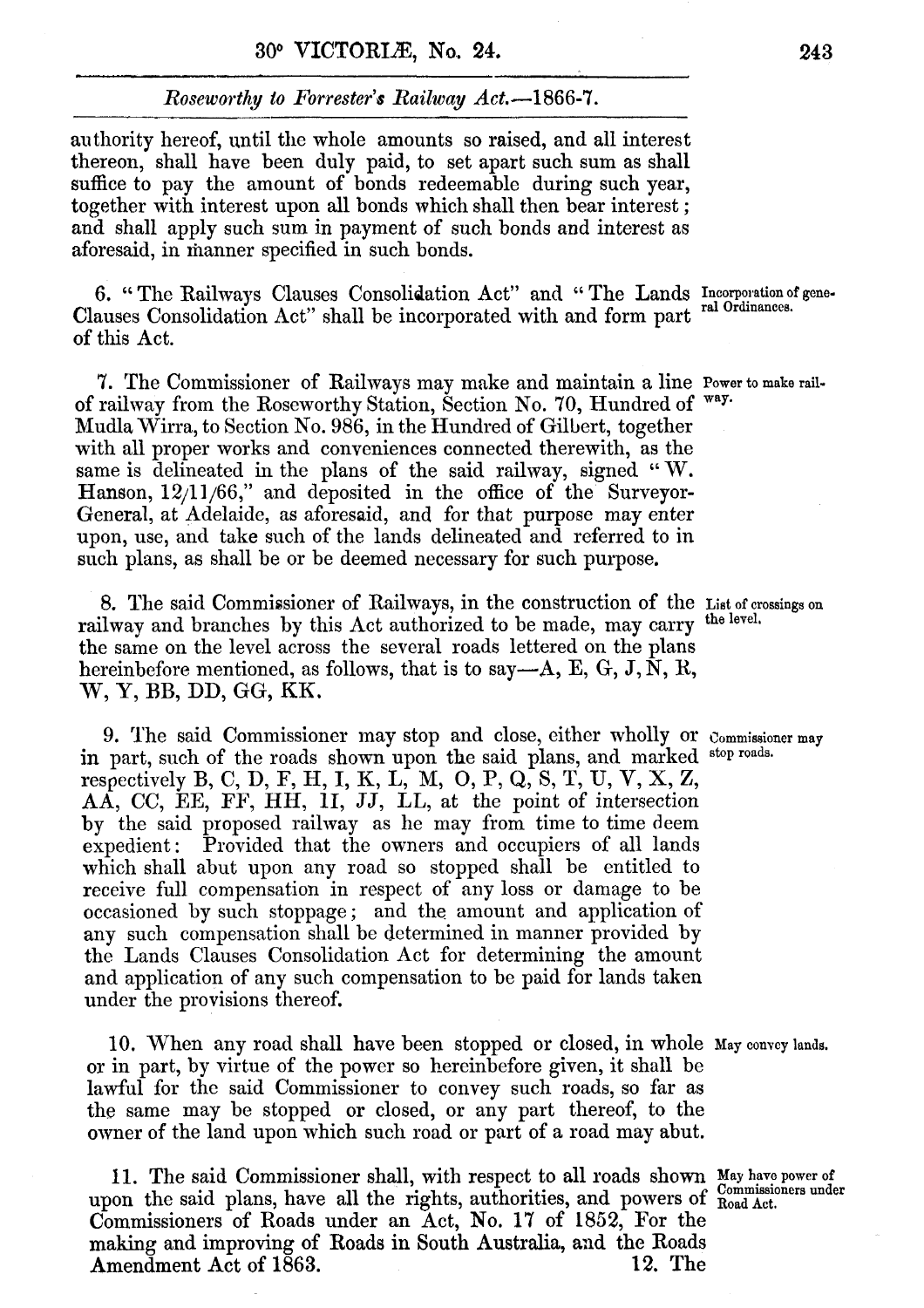authority hereof, until the whole amounts so raised, and all interest thereon, shall have been duly paid, to set apart such sum as shall suffice to pay the amount of bonds redeemable during such year, together with interest upon all bonds which shall then bear interest; and shall apply such sum in payment of such bonds and interest as aforesaid, in manner specified in such bonds.

*Incorporation of general Ordinances.*

6. "The Railways Clauses Consolidation Act" and "The Lands Clauses Consolidation Act" shall be incorporated with and form part of this Act.

*Power to make railway.*

7. The Commissioner of Railways may make and maintain a line of railway from the Roseworthy Station, Section No. 70, Hundred of Mudla Wirra, to Section No. 986, in the Hundred of Gilbert, together with all proper works and conveniences connected therewith, as the same is delineated in the plans of the said railway, signed "W. Hanson, 12/11/66," and deposited in the office of the Surveyor-General, at Adelaide, as aforesaid, and for that purpose may enter upon, use, and take such of the lands delineated and referred to in such plans, as shall be or be deemed necessary for such purpose.

*List of crossings on the level.*

8. The said Commissioner of Railways, in the construction of the railway and branches by this Act authorized to be made, may carry the same on the level across the several roads lettered on the plans hereinbefore mentioned, as follows, that is to say—A, E, G, J, N, R, W, Y, BB, DD, GG, KK.

*Commissioner may stop roads.*

9. The said Commissioner may stop and close, either wholly or in part, such of the roads shown upon the said plans, and marked respectively B, C, D, F, H, I, K, L, M, O, P, Q, S, T, U, V, X, Z, AA, CC, EE, FF, HH, II, JJ, LL, at the point of intersection by the said proposed railway as he may from time to time deem expedient: Provided that the owners and occupiers of all lands which shall abut upon any road so stopped shall be entitled to receive full compensation in respect of any loss or damage to be occasioned by such stoppage; and the amount and application of any such compensation shall be determined in manner provided by the Lands Clauses Consolidation Act for determining the amount and application of any such compensation to be paid for lands taken under the provisions thereof.

*May convey lands.*

10. When any road shall have been stopped or closed, in whole or in part, by virtue of the power so hereinbefore given, it shall be lawful for the said Commissioner to convey such roads, so far as the same may be stopped or closed, or any part thereof, to the owner of the land upon which such road or part of a road may abut.

*May have power of Commissioners under Road Act.*

11. The said Commissioner shall, with respect to all roads shown upon the said plans, have all the rights, authorities, and powers of Commissioners of Roads under an Act, No. 17 of 1852, For the making and improving of Roads in South Australia, and the Roads Amendment Act of 1863.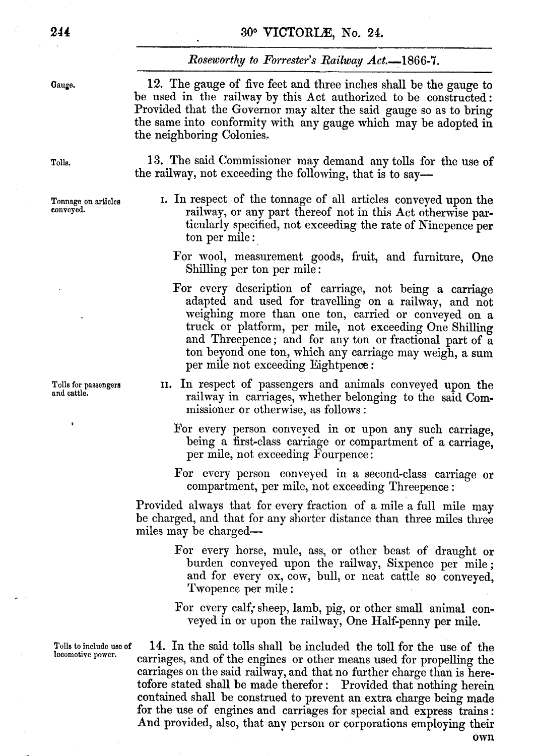Gauge.

12. The gauge of five feet and three inches shall be the gauge to be used in the railway by this Act authorized to be constructed: Provided that the Governor may alter the said gauge so as to bring the same into conformity with any gauge which may be adopted in the neighboring Colonies.

Tolls.

13. The said Commissioner may demand any tolls for the use of the railway, not exceeding the following, that is to say—

Tonnage on articles conveyed.

I. In respect of the tonnage of all articles conveyed upon the railway, or any part thereof not in this Act otherwise particularly specified, not exceeding the rate of Ninepence per ton per mile:

For wool, measurement goods, fruit, and furniture, One Shilling per ton per mile:

For every description of carriage, not being a carriage adapted and used for travelling on a railway, and not weighing more than one ton, carried or conveyed on a truck or platform, per mile, not exceeding One Shilling and Threepence; and for any ton or fractional part of a ton beyond one ton, which any carriage may weigh, a sum per mile not exceeding Eightpence:

Tolls for passengers and cattle.

II. In respect of passengers and animals conveyed upon the railway in carriages, whether belonging to the said Commissioner or otherwise, as follows:

For every person conveyed in or upon any such carriage, being a first-class carriage or compartment of a carriage, per mile, not exceeding Fourpence:

For every person conveyed in a second-class carriage or compartment, per mile, not exceeding Threepence:

Provided always that for every fraction of a mile a full mile may be charged, and that for any shorter distance than three miles three miles may be charged—

For every horse, mule, ass, or other beast of draught or burden conveyed upon the railway, Sixpence per mile; and for every ox, cow, bull, or neat cattle so conveyed, Twopence per mile:

For every calf, sheep, lamb, pig, or other small animal conveyed in or upon the railway, One Half-penny per mile.

Tolls to include use of locomotive power.

14. In the said tolls shall be included the toll for the use of the carriages, and of the engines or other means used for propelling the carriages on the said railway, and that no further charge than is heretofore stated shall be made therefor: Provided that nothing herein contained shall be construed to prevent an extra charge being made for the use of engines and carriages for special and express trains: And provided, also, that any person or corporations employing their own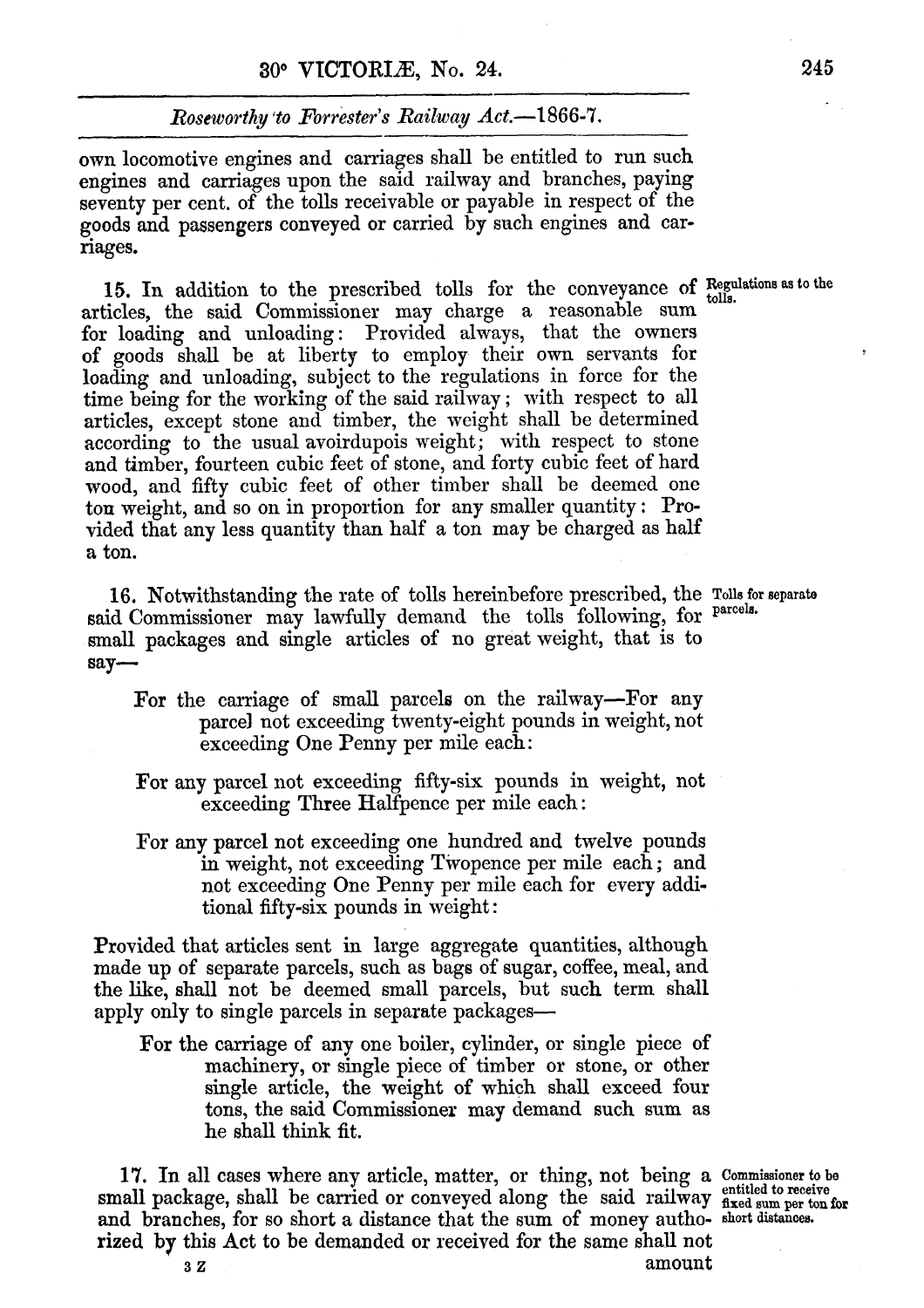own locomotive engines and carriages shall be entitled to run such engines and carriages upon the said railway and branches, paying seventy per cent. of the tolls receivable or payable in respect of the goods and passengers conveyed or carried by such engines and carriages.

*Regulations as to the tolls.*

15. In addition to the prescribed tolls for the conveyance of articles, the said Commissioner may charge a reasonable sum for loading and unloading: Provided always, that the owners of goods shall be at liberty to employ their own servants for loading and unloading, subject to the regulations in force for the time being for the working of the said railway; with respect to all articles, except stone and timber, the weight shall be determined according to the usual avoirdupois weight; with respect to stone and timber, fourteen cubic feet of stone, and forty cubic feet of hard wood, and fifty cubic feet of other timber shall be deemed one ton weight, and so on in proportion for any smaller quantity: Provided that any less quantity than half a ton may be charged as half a ton.

*Tolls for separate parcels.*

16. Notwithstanding the rate of tolls hereinbefore prescribed, the said Commissioner may lawfully demand the tolls following, for small packages and single articles of no great weight, that is to say—

For the carriage of small parcels on the railway—For any parcel not exceeding twenty-eight pounds in weight, not exceeding One Penny per mile each:

For any parcel not exceeding fifty-six pounds in weight, not exceeding Three Halfpence per mile each:

For any parcel not exceeding one hundred and twelve pounds in weight, not exceeding Twopence per mile each; and not exceeding One Penny per mile each for every additional fifty-six pounds in weight:

Provided that articles sent in large aggregate quantities, although made up of separate parcels, such as bags of sugar, coffee, meal, and the like, shall not be deemed small parcels, but such term shall apply only to single parcels in separate packages—

For the carriage of any one boiler, cylinder, or single piece of machinery, or single piece of timber or stone, or other single article, the weight of which shall exceed four tons, the said Commissioner may demand such sum as he shall think fit.

*Commissioner to be entitled to receive fixed sum per ton for short distances.*

17. In all cases where any article, matter, or thing, not being a small package, shall be carried or conveyed along the said railway and branches, for so short a distance that the sum of money authorized by this Act to be demanded or received for the same shall not amount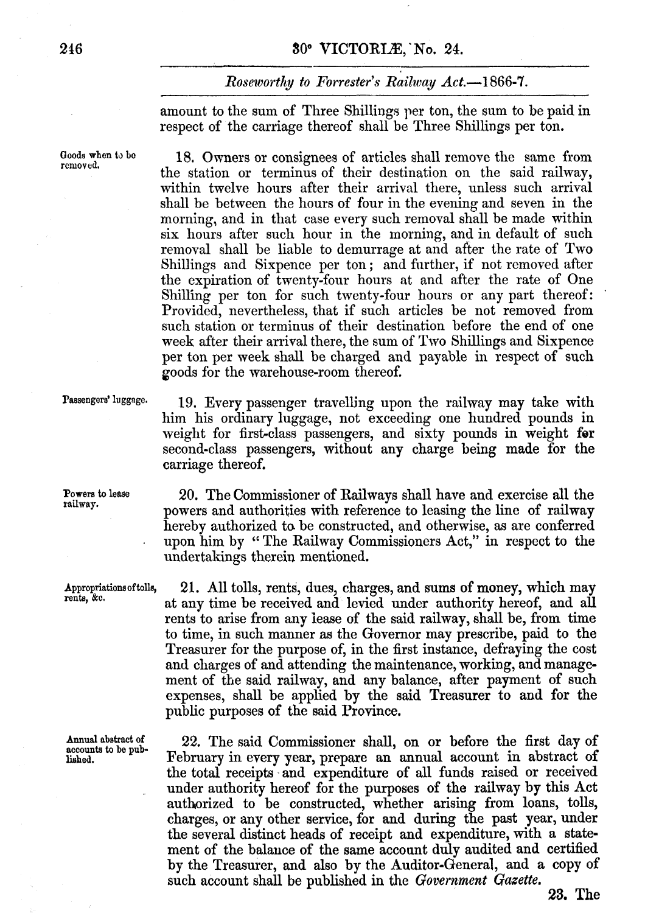amount to the sum of Three Shillings per ton, the sum to be paid in respect of the carriage thereof shall be Three Shillings per ton.

*Goods when to be removed.*

18. Owners or consignees of articles shall remove the same from the station or terminus of their destination on the said railway, within twelve hours after their arrival there, unless such arrival shall be between the hours of four in the evening and seven in the morning, and in that case every such removal shall be made within six hours after such hour in the morning, and in default of such removal shall be liable to demurrage at and after the rate of Two Shillings and Sixpence per ton; and further, if not removed after the expiration of twenty-four hours at and after the rate of One Shilling per ton for such twenty-four hours or any part thereof: Provided, nevertheless, that if such articles be not removed from such station or terminus of their destination before the end of one week after their arrival there, the sum of Two Shillings and Sixpence per ton per week shall be charged and payable in respect of such goods for the warehouse-room thereof.

*Passengers' luggage.*

19. Every passenger travelling upon the railway may take with him his ordinary luggage, not exceeding one hundred pounds in weight for first-class passengers, and sixty pounds in weight for second-class passengers, without any charge being made for the carriage thereof.

*Powers to lease railway.*

20. The Commissioner of Railways shall have and exercise all the powers and authorities with reference to leasing the line of railway hereby authorized to be constructed, and otherwise, as are conferred upon him by "The Railway Commissioners Act," in respect to the undertakings therein mentioned.

*Appropriations of tolls, rents, &c.*

21. All tolls, rents, dues, charges, and sums of money, which may at any time be received and levied under authority hereof, and all rents to arise from any lease of the said railway, shall be, from time to time, in such manner as the Governor may prescribe, paid to the Treasurer for the purpose of, in the first instance, defraying the cost and charges of and attending the maintenance, working, and management of the said railway, and any balance, after payment of such expenses, shall be applied by the said Treasurer to and for the public purposes of the said Province.

*Annual abstract of accounts to be published.*

22. The said Commissioner shall, on or before the first day of February in every year, prepare an annual account in abstract of the total receipts and expenditure of all funds raised or received under authority hereof for the purposes of the railway by this Act authorized to be constructed, whether arising from loans, tolls, charges, or any other service, for and during the past year, under the several distinct heads of receipt and expenditure, with a statement of the balance of the same account duly audited and certified by the Treasurer, and also by the Auditor-General, and a copy of such account shall be published in the *Government Gazette.*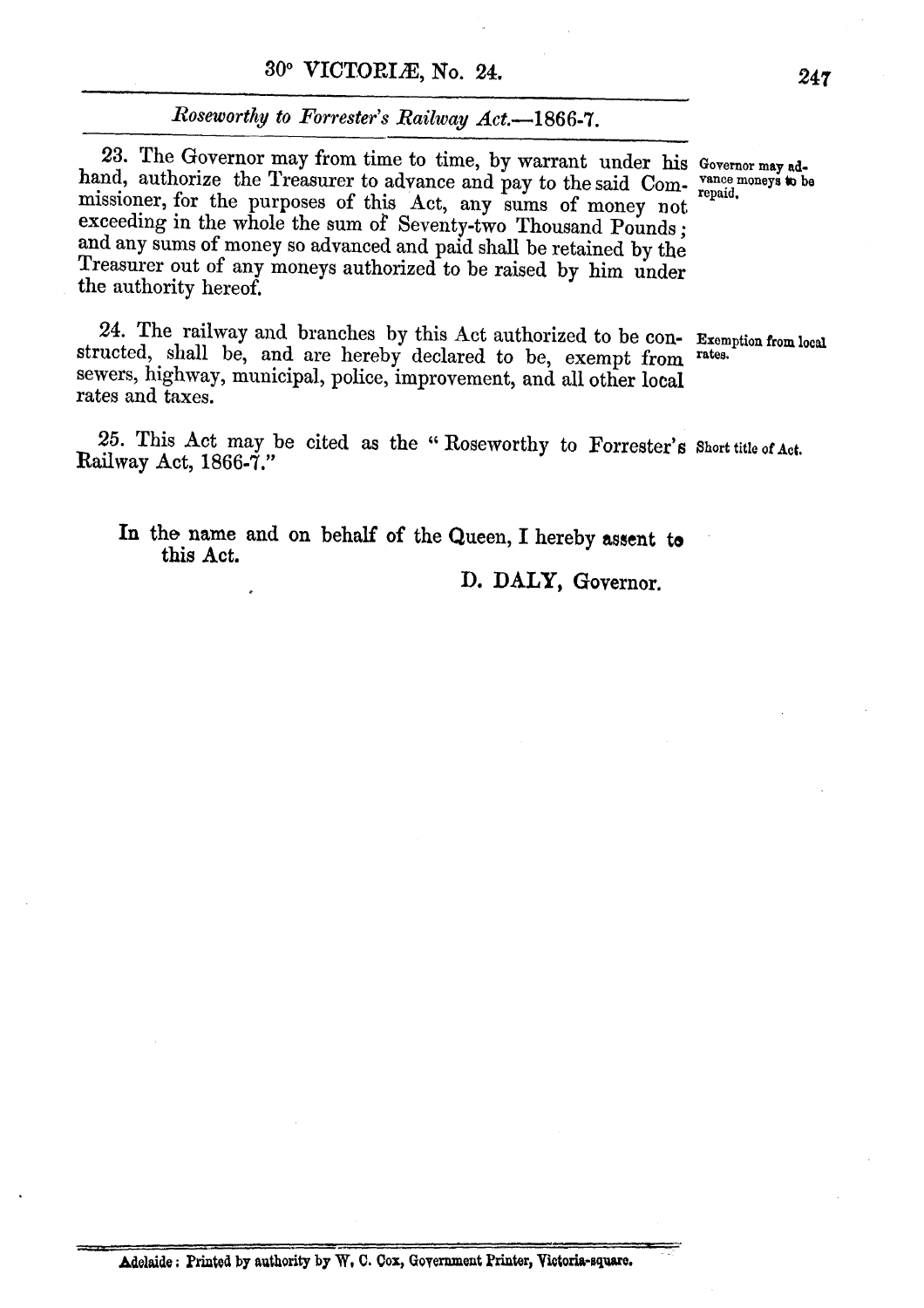23. The Governor may from time to time, by warrant under his hand, authorize the Treasurer to advance and pay to the said Commissioner, for the purposes of this Act, any sums of money not exceeding in the whole the sum of Seventy-two Thousand Pounds; and any sums of money so advanced and paid shall be retained by the Treasurer out of any moneys authorized to be raised by him under the authority hereof.

*Governor may advance moneys to be repaid.*

24. The railway and branches by this Act authorized to be constructed, shall be, and are hereby declared to be, exempt from sewers, highway, municipal, police, improvement, and all other local rates and taxes.

*Exemption from local rates.*

25. This Act may be cited as the "Roseworthy to Forrester's Railway Act, 1866-7."

*Short title of Act.*

In the name and on behalf of the Queen, I hereby assent to this Act.

D. DALY, Governor.

Adelaide: Printed by authority by W. C. Cox, Government Printer, Victoria-square.